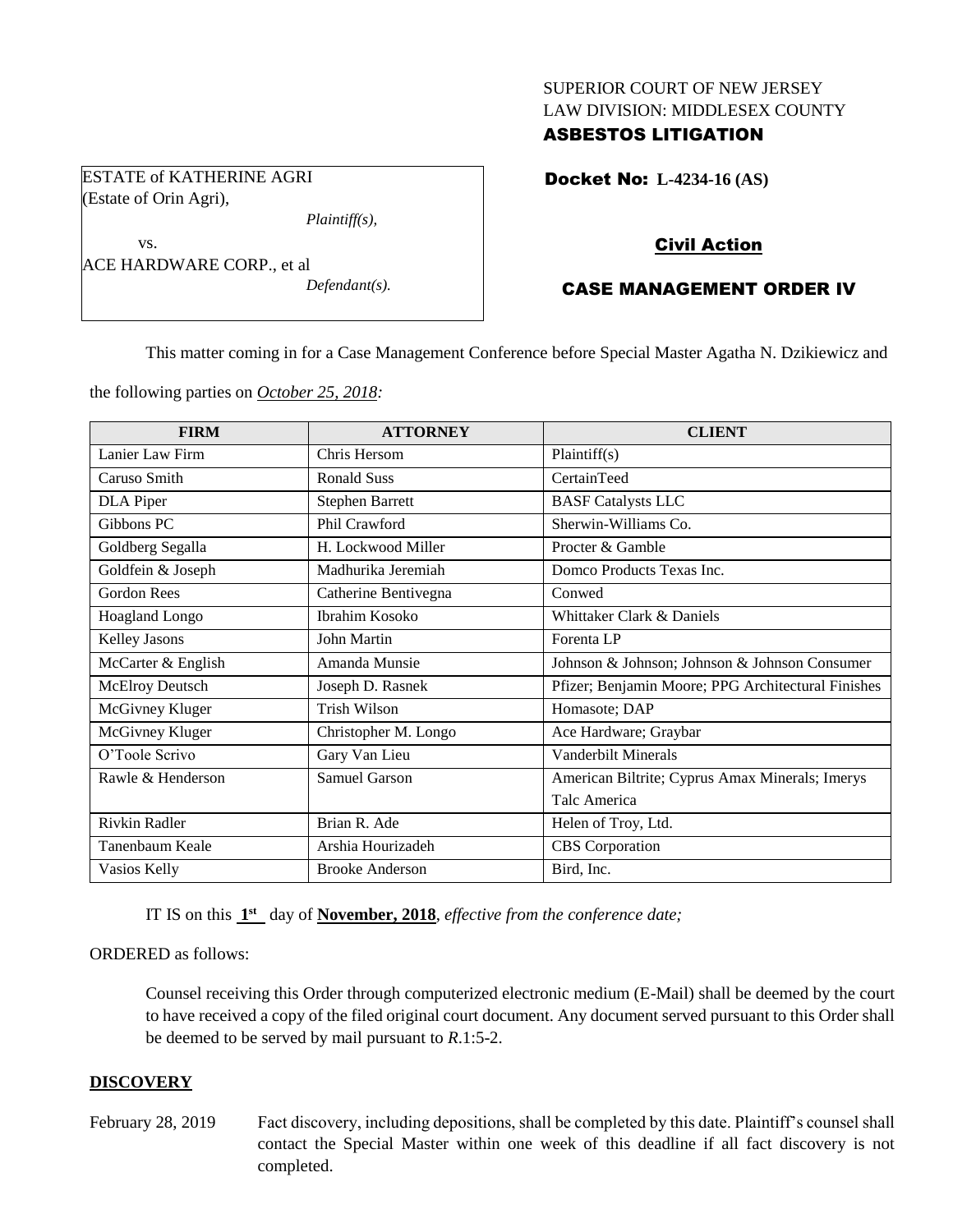SUPERIOR COURT OF NEW JERSEY
LAW DIVISION: MIDDLESEX COUNTY
**ASBESTOS LITIGATION**

ESTATE of KATHERINE AGRI
(Estate of Orin Agri),
*Plaintiff(s),*
vs.
ACE HARDWARE CORP., et al
*Defendant(s).*

**Docket No: L-4234-16 (AS)**

**Civil Action**

**CASE MANAGEMENT ORDER IV**

This matter coming in for a Case Management Conference before Special Master Agatha N. Dzikiewicz and the following parties on *October 25, 2018:*

| FIRM | ATTORNEY | CLIENT |
|---|---|---|
| Lanier Law Firm | Chris Hersom | Plaintiff(s) |
| Caruso Smith | Ronald Suss | CertainTeed |
| DLA Piper | Stephen Barrett | BASF Catalysts LLC |
| Gibbons PC | Phil Crawford | Sherwin-Williams Co. |
| Goldberg Segalla | H. Lockwood Miller | Procter & Gamble |
| Goldfein & Joseph | Madhurika Jeremiah | Domco Products Texas Inc. |
| Gordon Rees | Catherine Bentivegna | Conwed |
| Hoagland Longo | Ibrahim Kosoko | Whittaker Clark & Daniels |
| Kelley Jasons | John Martin | Forenta LP |
| McCarter & English | Amanda Munsie | Johnson & Johnson; Johnson & Johnson Consumer |
| McElroy Deutsch | Joseph D. Rasnek | Pfizer; Benjamin Moore; PPG Architectural Finishes |
| McGivney Kluger | Trish Wilson | Homasote; DAP |
| McGivney Kluger | Christopher M. Longo | Ace Hardware; Graybar |
| O'Toole Scrivo | Gary Van Lieu | Vanderbilt Minerals |
| Rawle & Henderson | Samuel Garson | American Biltrite; Cyprus Amax Minerals; Imerys Talc America |
| Rivkin Radler | Brian R. Ade | Helen of Troy, Ltd. |
| Tanenbaum Keale | Arshia Hourizadeh | CBS Corporation |
| Vasios Kelly | Brooke Anderson | Bird, Inc. |

IT IS on this **1st** day of **November, 2018**, *effective from the conference date;*

ORDERED as follows:

Counsel receiving this Order through computerized electronic medium (E-Mail) shall be deemed by the court to have received a copy of the filed original court document. Any document served pursuant to this Order shall be deemed to be served by mail pursuant to *R*.1:5-2.

**DISCOVERY**

February 28, 2019 — Fact discovery, including depositions, shall be completed by this date. Plaintiff's counsel shall contact the Special Master within one week of this deadline if all fact discovery is not completed.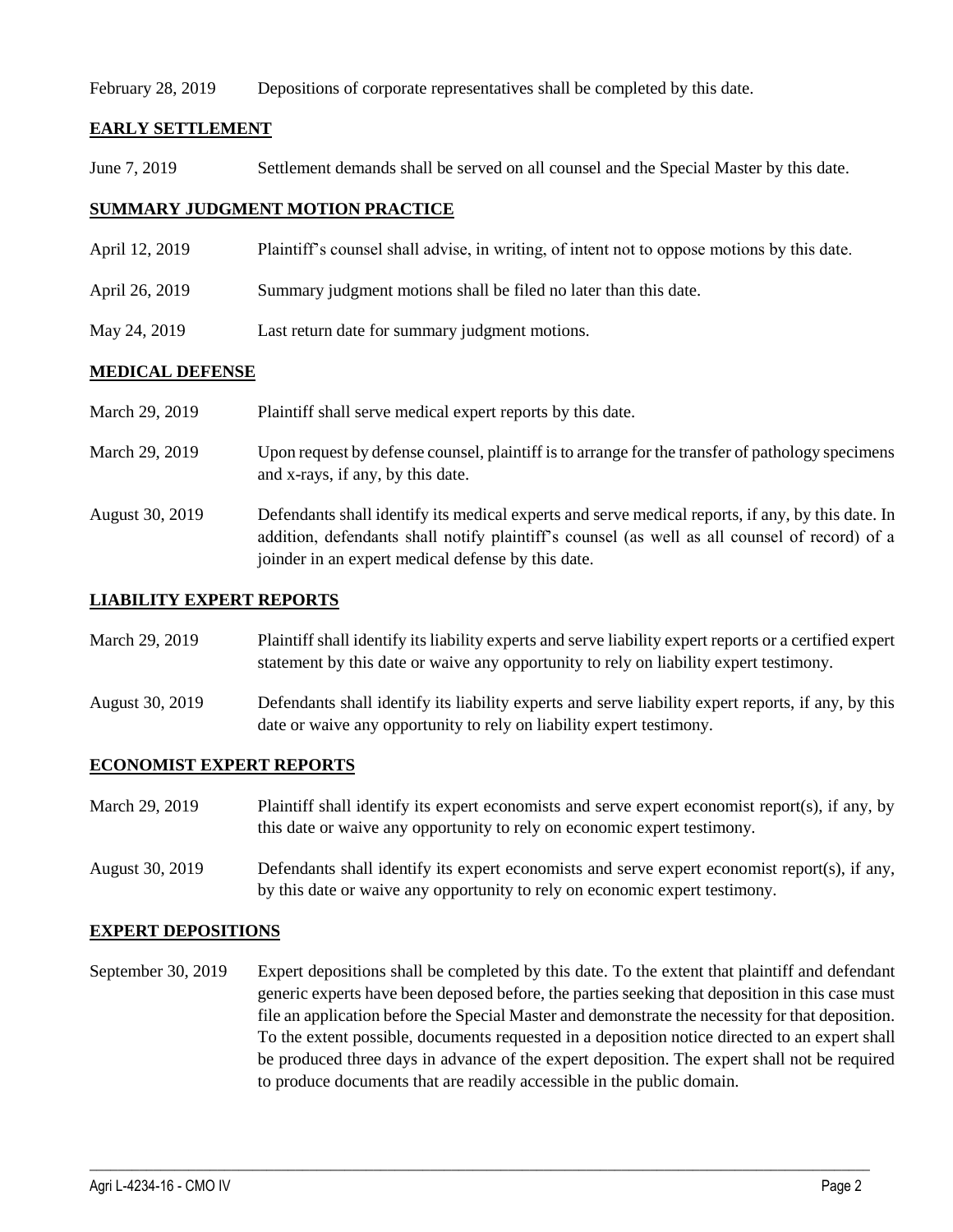February 28, 2019 Depositions of corporate representatives shall be completed by this date.

## EARLY SETTLEMENT

June 7, 2019 Settlement demands shall be served on all counsel and the Special Master by this date.

## SUMMARY JUDGMENT MOTION PRACTICE

April 12, 2019 Plaintiff's counsel shall advise, in writing, of intent not to oppose motions by this date.

April 26, 2019 Summary judgment motions shall be filed no later than this date.

May 24, 2019 Last return date for summary judgment motions.

## MEDICAL DEFENSE

March 29, 2019 Plaintiff shall serve medical expert reports by this date.

March 29, 2019 Upon request by defense counsel, plaintiff is to arrange for the transfer of pathology specimens and x-rays, if any, by this date.

August 30, 2019 Defendants shall identify its medical experts and serve medical reports, if any, by this date. In addition, defendants shall notify plaintiff's counsel (as well as all counsel of record) of a joinder in an expert medical defense by this date.

## LIABILITY EXPERT REPORTS

March 29, 2019 Plaintiff shall identify its liability experts and serve liability expert reports or a certified expert statement by this date or waive any opportunity to rely on liability expert testimony.

August 30, 2019 Defendants shall identify its liability experts and serve liability expert reports, if any, by this date or waive any opportunity to rely on liability expert testimony.

## ECONOMIST EXPERT REPORTS

March 29, 2019 Plaintiff shall identify its expert economists and serve expert economist report(s), if any, by this date or waive any opportunity to rely on economic expert testimony.

August 30, 2019 Defendants shall identify its expert economists and serve expert economist report(s), if any, by this date or waive any opportunity to rely on economic expert testimony.

## EXPERT DEPOSITIONS

September 30, 2019 Expert depositions shall be completed by this date. To the extent that plaintiff and defendant generic experts have been deposed before, the parties seeking that deposition in this case must file an application before the Special Master and demonstrate the necessity for that deposition. To the extent possible, documents requested in a deposition notice directed to an expert shall be produced three days in advance of the expert deposition. The expert shall not be required to produce documents that are readily accessible in the public domain.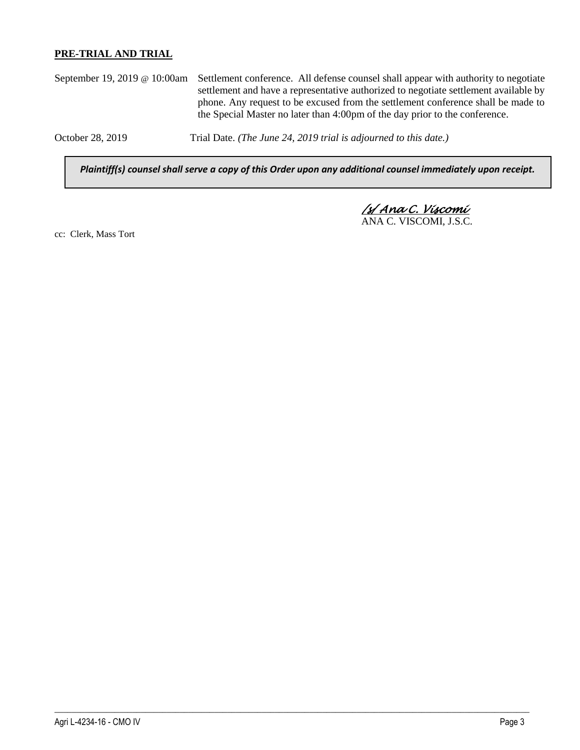**PRE-TRIAL AND TRIAL**

| | |
|---|---|
| September 19, 2019 @ 10:00am | Settlement conference. All defense counsel shall appear with authority to negotiate settlement and have a representative authorized to negotiate settlement available by phone. Any request to be excused from the settlement conference shall be made to the Special Master no later than 4:00pm of the day prior to the conference. |
| October 28, 2019 | Trial Date. *(The June 24, 2019 trial is adjourned to this date.)* |

***Plaintiff(s) counsel shall serve a copy of this Order upon any additional counsel immediately upon receipt.***

/s/ Ana C. Viscomi
ANA C. VISCOMI, J.S.C.

cc: Clerk, Mass Tort